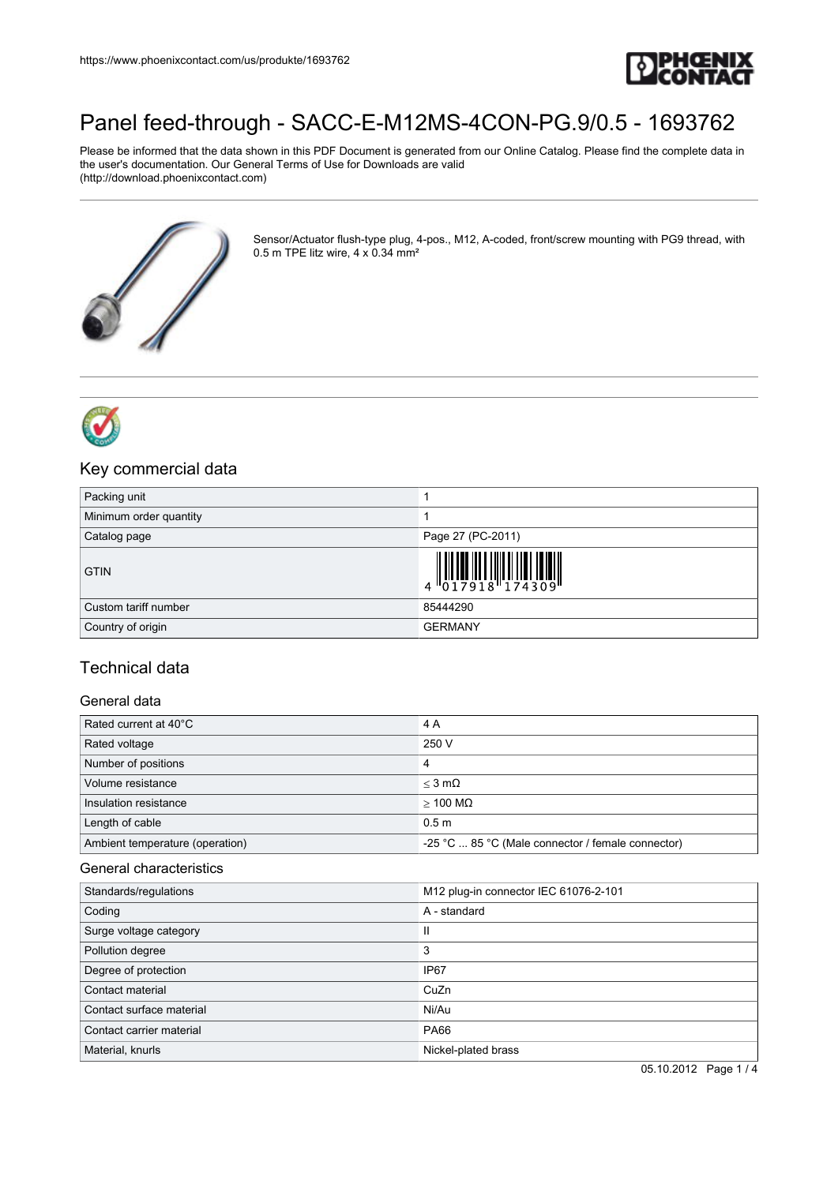# Panel feed-through - SACC-E-M12MS-4CON-PG.9/0.5 - 1693762

Please be informed that the data shown in this PDF Document is generated from our Online Catalog. Please find the complete data in the user's documentation. Our General Terms of Use for Downloads are valid (http://download.phoenixcontact.com)

Sensor/Actuator flush-type plug, 4-pos., M12, A-coded, front/screw mounting with PG9 thread, with 0.5 m TPE litz wire, 4 x 0.34 mm²

## Key commercial data

| | |
|---|---|
| Packing unit | 1 |
| Minimum order quantity | 1 |
| Catalog page | Page 27 (PC-2011) |
| GTIN | 4 017918 174309 |
| Custom tariff number | 85444290 |
| Country of origin | GERMANY |

## Technical data

### General data

| | |
|---|---|
| Rated current at 40°C | 4 A |
| Rated voltage | 250 V |
| Number of positions | 4 |
| Volume resistance | ≤ 3 mΩ |
| Insulation resistance | ≥ 100 MΩ |
| Length of cable | 0.5 m |
| Ambient temperature (operation) | -25 °C ... 85 °C (Male connector / female connector) |

### General characteristics

| | |
|---|---|
| Standards/regulations | M12 plug-in connector IEC 61076-2-101 |
| Coding | A - standard |
| Surge voltage category | II |
| Pollution degree | 3 |
| Degree of protection | IP67 |
| Contact material | CuZn |
| Contact surface material | Ni/Au |
| Contact carrier material | PA66 |
| Material, knurls | Nickel-plated brass |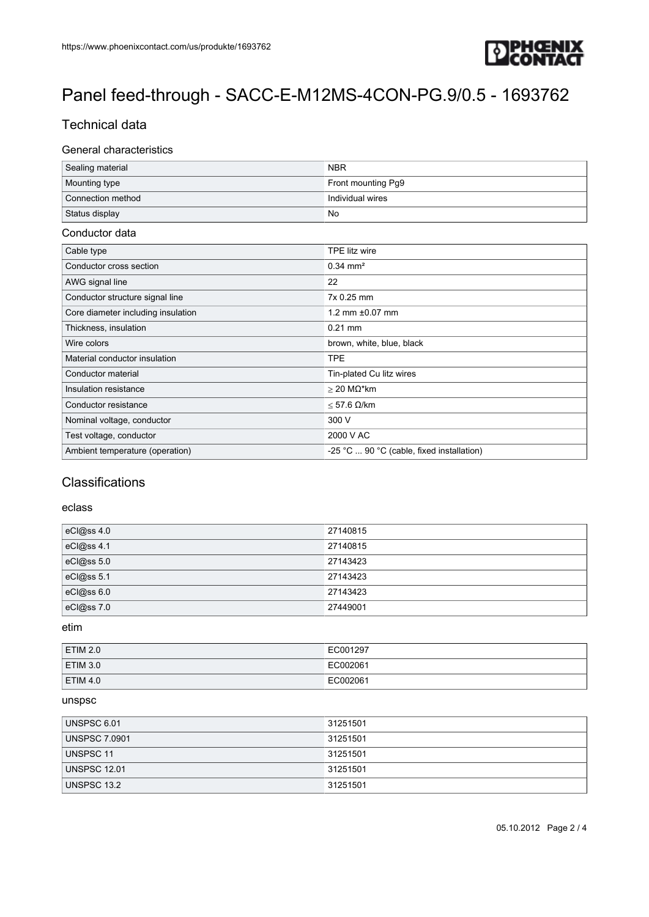# Panel feed-through - SACC-E-M12MS-4CON-PG.9/0.5 - 1693762

## Technical data

### General characteristics

| | |
|---|---|
| Sealing material | NBR |
| Mounting type | Front mounting Pg9 |
| Connection method | Individual wires |
| Status display | No |

### Conductor data

| | |
|---|---|
| Cable type | TPE litz wire |
| Conductor cross section | 0.34 mm² |
| AWG signal line | 22 |
| Conductor structure signal line | 7x 0.25 mm |
| Core diameter including insulation | 1.2 mm ±0.07 mm |
| Thickness, insulation | 0.21 mm |
| Wire colors | brown, white, blue, black |
| Material conductor insulation | TPE |
| Conductor material | Tin-plated Cu litz wires |
| Insulation resistance | ≥ 20 MΩ*km |
| Conductor resistance | ≤ 57.6 Ω/km |
| Nominal voltage, conductor | 300 V |
| Test voltage, conductor | 2000 V AC |
| Ambient temperature (operation) | -25 °C ... 90 °C (cable, fixed installation) |

## Classifications

### eclass

| | |
|---|---|
| eCl@ss 4.0 | 27140815 |
| eCl@ss 4.1 | 27140815 |
| eCl@ss 5.0 | 27143423 |
| eCl@ss 5.1 | 27143423 |
| eCl@ss 6.0 | 27143423 |
| eCl@ss 7.0 | 27449001 |

### etim

| | |
|---|---|
| ETIM 2.0 | EC001297 |
| ETIM 3.0 | EC002061 |
| ETIM 4.0 | EC002061 |

### unspsc

| | |
|---|---|
| UNSPSC 6.01 | 31251501 |
| UNSPSC 7.0901 | 31251501 |
| UNSPSC 11 | 31251501 |
| UNSPSC 12.01 | 31251501 |
| UNSPSC 13.2 | 31251501 |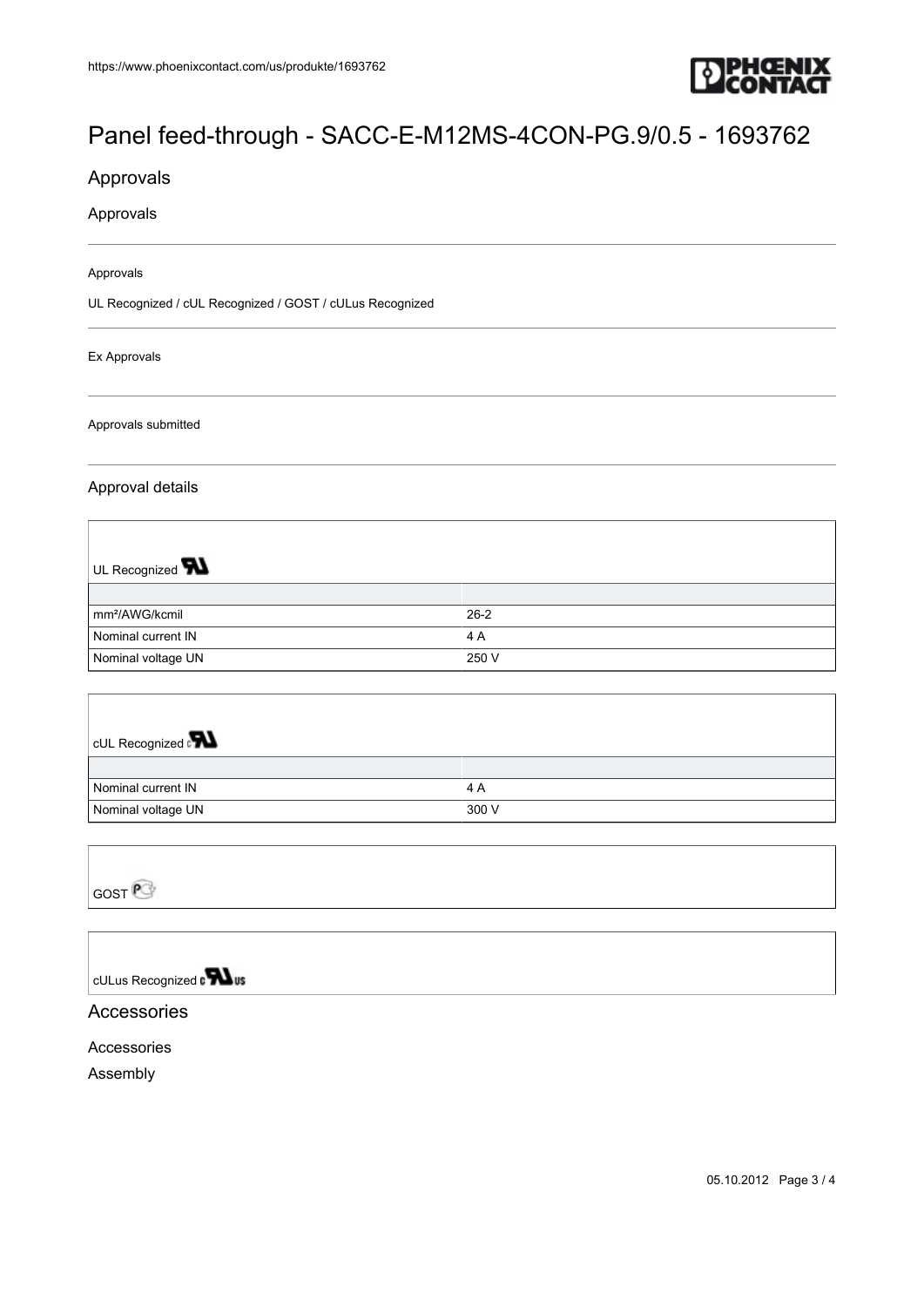# Panel feed-through - SACC-E-M12MS-4CON-PG.9/0.5 - 1693762

## Approvals

### Approvals

Approvals

UL Recognized / cUL Recognized / GOST / cULus Recognized

Ex Approvals

Approvals submitted

### Approval details

| UL Recognized | |
|---|---|
| | |
| mm²/AWG/kcmil | 26-2 |
| Nominal current IN | 4 A |
| Nominal voltage UN | 250 V |

| cUL Recognized | |
|---|---|
| | |
| Nominal current IN | 4 A |
| Nominal voltage UN | 300 V |

| GOST |
|---|

| cULus Recognized |
|---|

## Accessories

### Accessories

Assembly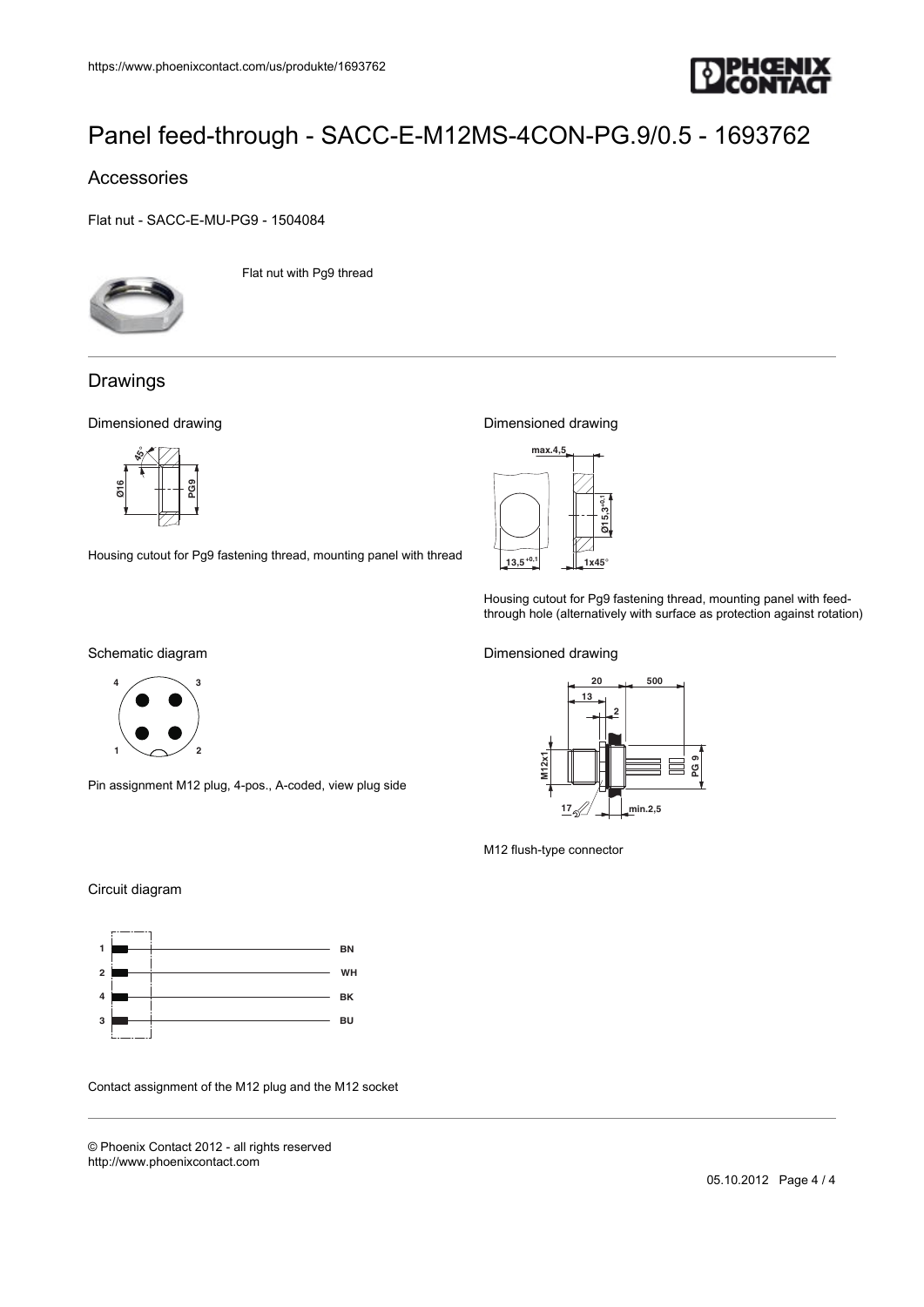# Panel feed-through - SACC-E-M12MS-4CON-PG.9/0.5 - 1693762

## Accessories

Flat nut - SACC-E-MU-PG9 - 1504084

Flat nut with Pg9 thread

## Drawings

Dimensioned drawing

45°
Ø16
PG9

Housing cutout for Pg9 fastening thread, mounting panel with thread

Dimensioned drawing

max.4,5
Ø15,3 +0,1
13,5 +0,1
1x45°

Housing cutout for Pg9 fastening thread, mounting panel with feed-through hole (alternatively with surface as protection against rotation)

Schematic diagram

4 3
1 2

Pin assignment M12 plug, 4-pos., A-coded, view plug side

Dimensioned drawing

20
500
13
2
M12x1
PG 9
17
min.2,5

M12 flush-type connector

Circuit diagram

1 BN
2 WH
4 BK
3 BU

Contact assignment of the M12 plug and the M12 socket

© Phoenix Contact 2012 - all rights reserved
http://www.phoenixcontact.com